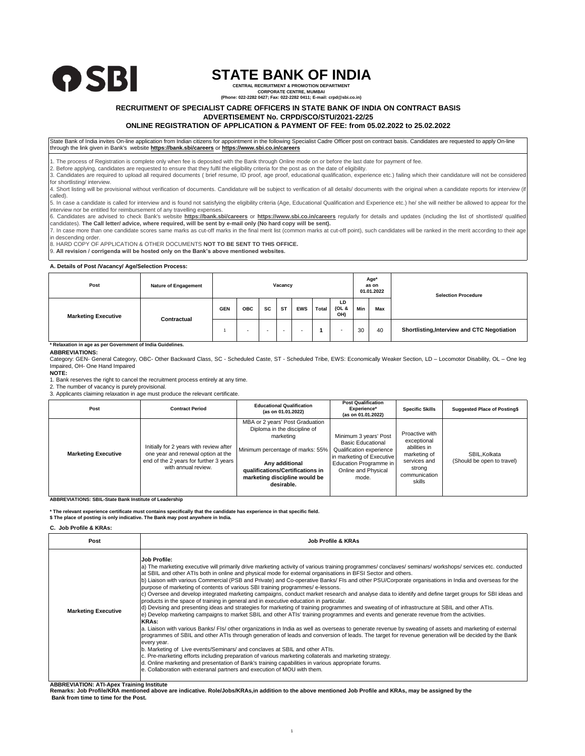# STATE BANK OF INDIA

**CENTRAL RECRUITMENT & PROMOTION DEPARTMENT**
**CORPORATE CENTRE, MUMBAI**
**(Phone: 022-2282 0427; Fax: 022-2282 0411; E-mail: crpd@sbi.co.in)**

## RECRUITMENT OF SPECIALIST CADRE OFFICERS IN STATE BANK OF INDIA ON CONTRACT BASIS
## ADVERTISEMENT No. CRPD/SCO/STU/2021-22/25
## ONLINE REGISTRATION OF APPLICATION & PAYMENT OF FEE: from 05.02.2022 to 25.02.2022

State Bank of India invites On-line application from Indian citizens for appointment in the following Specialist Cadre Officer post on contract basis. Candidates are requested to apply On-line through the link given in Bank's website **https://bank.sbi/careers** or **https://www.sbi.co.in/careers**

1. The process of Registration is complete only when fee is deposited with the Bank through Online mode on or before the last date for payment of fee.
2. Before applying, candidates are requested to ensure that they fulfil the eligibility criteria for the post as on the date of eligibility.
3. Candidates are required to upload all required documents ( brief resume, ID proof, age proof, educational qualification, experience etc.) failing which their candidature will not be considered for shortlisting/ interview.
4. Short listing will be provisional without verification of documents. Candidature will be subject to verification of all details/ documents with the original when a candidate reports for interview (if called).
5. In case a candidate is called for interview and is found not satisfying the eligibility criteria (Age, Educational Qualification and Experience etc.) he/ she will neither be allowed to appear for the interview nor be entitled for reimbursement of any travelling expenses.
6. Candidates are advised to check Bank's website **https://bank.sbi/careers** or **https://www.sbi.co.in/careers** regularly for details and updates (including the list of shortlisted/ qualified candidates). **The Call letter/ advice, where required, will be sent by e-mail only (No hard copy will be sent).**
7. In case more than one candidate scores same marks as cut-off marks in the final merit list (common marks at cut-off point), such candidates will be ranked in the merit according to their age in descending order.
8. HARD COPY OF APPLICATION & OTHER DOCUMENTS **NOT TO BE SENT TO THIS OFFICE.**
9. **All revision / corrigenda will be hosted only on the Bank's above mentioned websites.**

### A. Details of Post /Vacancy/ Age/Selection Process:

| Post | Nature of Engagement | Vacancy | | | | | | | Age* as on 01.01.2022 | | Selection Procedure |
|---|---|---|---|---|---|---|---|---|---|---|---|
| | | GEN | OBC | SC | ST | EWS | Total | LD (OL & OH) | Min | Max | |
| Marketing Executive | Contractual | 1 | - | - | - | - | 1 | - | 30 | 40 | Shortlisting,Interview and CTC Negotiation |

**\* Relaxation in age as per Government of India Guidelines.**

**ABBREVIATIONS:**
Category: GEN- General Category, OBC- Other Backward Class, SC - Scheduled Caste, ST - Scheduled Tribe, EWS: Economically Weaker Section, LD – Locomotor Disability, OL – One leg Impaired, OH- One Hand Impaired

**NOTE:**
1. Bank reserves the right to cancel the recruitment process entirely at any time.
2. The number of vacancy is purely provisional.
3. Applicants claiming relaxation in age must produce the relevant certificate.

| Post | Contract Period | Educational Qualification (as on 01.01.2022) | Post Qualification Experience* (as on 01.01.2022) | Specific Skills | Suggested Place of Posting$ |
|---|---|---|---|---|---|
| Marketing Executive | Initially for 2 years with review after one year and renewal option at the end of the 2 years for further 3 years with annual review. | MBA or 2 years' Post Graduation Diploma in the discipline of marketing<br><br>Minimum percentage of marks: 55%<br><br>**Any additional qualifications/Certifications in marketing discipline would be desirable.** | Minimum 3 years' Post Basic Educational Qualification experience in marketing of Executive Education Programme in Online and Physical mode. | Proactive with exceptional abilities in marketing of services and strong communication skills | SBIL,Kolkata (Should be open to travel) |

**ABBREVIATIONS: SBIL-State Bank Institute of Leadership**

**\* The relevant experience certificate must contains specifically that the candidate has experience in that specific field.**
**$ The place of posting is only indicative. The Bank may post anywhere in India.**

### C. Job Profile & KRAs:

| Post | Job Profile & KRAs |
|---|---|
| Marketing Executive | **Job Profile:**<br>a) The marketing executive will primarily drive marketing activity of various training programmes/ conclaves/ seminars/ workshops/ services etc. conducted at SBIL and other ATIs both in online and physical mode for external organisations in BFSI Sector and others.<br>b) Liaison with various Commercial (PSB and Private) and Co-operative Banks/ FIs and other PSU/Corporate organisations in India and overseas for the purpose of marketing of contents of various SBI training programmes/ e-lessons.<br>c) Oversee and develop integrated marketing campaigns, conduct market research and analyse data to identify and define target groups for SBI ideas and products in the space of training in general and in executive education in particular.<br>d) Devising and presenting ideas and strategies for marketing of training programmes and sweating of of infrastructure at SBIL and other ATIs.<br>e) Develop marketing campaigns to market SBIL and other ATIs' training programmes and events and generate revenue from the activities.<br>**KRAs:**<br>a. Liaison with various Banks/ FIs/ other organizations in India as well as overseas to generate revenue by sweating of assets and marketing of external programmes of SBIL and other ATIs through generation of leads and conversion of leads. The target for revenue generation will be decided by the Bank every year.<br>b. Marketing of Live events/Seminars/ and conclaves at SBIL and other ATIs.<br>c. Pre-marketing efforts including preparation of various marketing collaterals and marketing strategy.<br>d. Online marketing and presentation of Bank's training capabilities in various appropriate forums.<br>e. Collaboration with exteranal partners and execution of MOU with them. |

**ABBREVIATION: ATI-Apex Training Institute**
**Remarks: Job Profile/KRA mentioned above are indicative. Role/Jobs/KRAs,in addition to the above mentioned Job Profile and KRAs, may be assigned by the Bank from time to time for the Post.**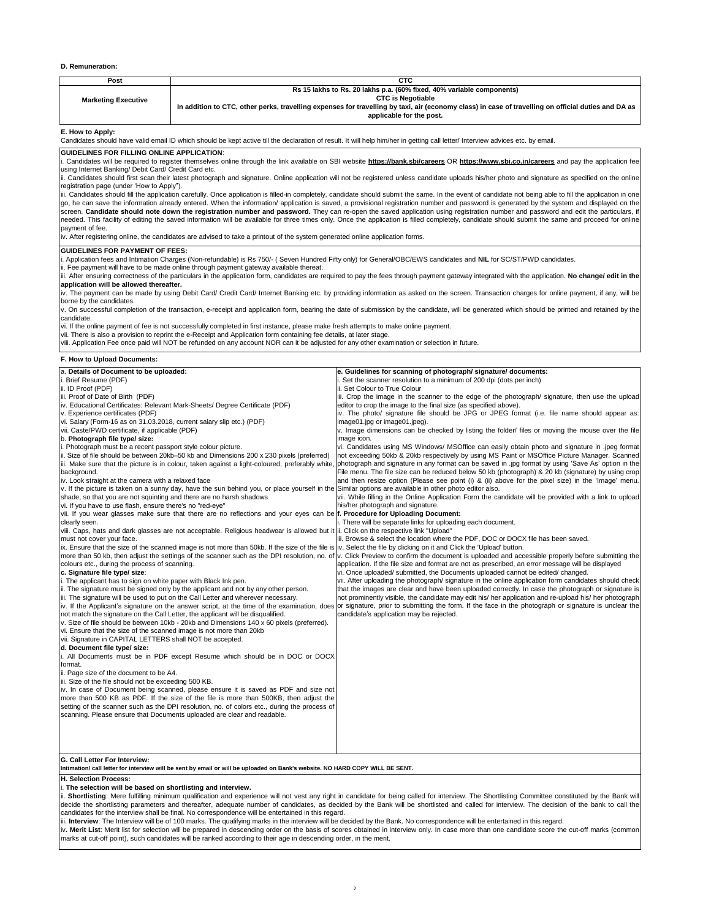**D. Remuneration:**

| Post | CTC |
|---|---|
| **Marketing Executive** | **Rs 15 lakhs to Rs. 20 lakhs p.a. (60% fixed, 40% variable components)** **CTC is Negotiable** **In addition to CTC, other perks, travelling expenses for travelling by taxi, air (economy class) in case of travelling on official duties and DA as applicable for the post.** |

**E. How to Apply:**

Candidates should have valid email ID which should be kept active till the declaration of result. It will help him/her in getting call letter/ Interview advices etc. by email.

**GUIDELINES FOR FILLING ONLINE APPLICATION**:

i. Candidates will be required to register themselves online through the link available on SBI website **https://bank.sbi/careers** OR **https://www.sbi.co.in/careers** and pay the application fee using Internet Banking/ Debit Card/ Credit Card etc.

ii. Candidates should first scan their latest photograph and signature. Online application will not be registered unless candidate uploads his/her photo and signature as specified on the online registration page (under 'How to Apply").

iii. Candidates should fill the application carefully. Once application is filled-in completely, candidate should submit the same. In the event of candidate not being able to fill the application in one go, he can save the information already entered. When the information/ application is saved, a provisional registration number and password is generated by the system and displayed on the screen. **Candidate should note down the registration number and password.** They can re-open the saved application using registration number and password and edit the particulars, if needed. This facility of editing the saved information will be available for three times only. Once the application is filled completely, candidate should submit the same and proceed for online payment of fee.

iv. After registering online, the candidates are advised to take a printout of the system generated online application forms.

**GUIDELINES FOR PAYMENT OF FEES:**

i. Application fees and Intimation Charges (Non-refundable) is Rs 750/- ( Seven Hundred Fifty only) for General/OBC/EWS candidates and **NIL** for SC/ST/PWD candidates.

ii. Fee payment will have to be made online through payment gateway available thereat.

iii. After ensuring correctness of the particulars in the application form, candidates are required to pay the fees through payment gateway integrated with the application. **No change/ edit in the application will be allowed thereafter.**

iv. The payment can be made by using Debit Card/ Credit Card/ Internet Banking etc. by providing information as asked on the screen. Transaction charges for online payment, if any, will be borne by the candidates.

v. On successful completion of the transaction, e-receipt and application form, bearing the date of submission by the candidate, will be generated which should be printed and retained by the candidate.

vi. If the online payment of fee is not successfully completed in first instance, please make fresh attempts to make online payment.

vii. There is also a provision to reprint the e-Receipt and Application form containing fee details, at later stage.

viii. Application Fee once paid will NOT be refunded on any account NOR can it be adjusted for any other examination or selection in future.

**F. How to Upload Documents:**

a. **Details of Document to be uploaded:**

i. Brief Resume (PDF)
ii. ID Proof (PDF)
iii. Proof of Date of Birth (PDF)
iv. Educational Certificates: Relevant Mark-Sheets/ Degree Certificate (PDF)
v. Experience certificates (PDF)
vi. Salary (Form-16 as on 31.03.2018, current salary slip etc.) (PDF)
vii. Caste/PWD certificate, if applicable (PDF)

b. **Photograph file type/ size:**

i. Photograph must be a recent passport style colour picture.
ii. Size of file should be between 20kb–50 kb and Dimensions 200 x 230 pixels (preferred)
iii. Make sure that the picture is in colour, taken against a light-coloured, preferably white, background.
iv. Look straight at the camera with a relaxed face
v. If the picture is taken on a sunny day, have the sun behind you, or place yourself in the shade, so that you are not squinting and there are no harsh shadows
vi. If you have to use flash, ensure there's no "red-eye"
vii. If you wear glasses make sure that there are no reflections and your eyes can be clearly seen.
viii. Caps, hats and dark glasses are not acceptable. Religious headwear is allowed but it must not cover your face.
ix. Ensure that the size of the scanned image is not more than 50kb. If the size of the file is more than 50 kb, then adjust the settings of the scanner such as the DPI resolution, no. of colours etc., during the process of scanning.

c. **Signature file type/ size**:

i. The applicant has to sign on white paper with Black Ink pen.
ii. The signature must be signed only by the applicant and not by any other person.
iii. The signature will be used to put on the Call Letter and wherever necessary.
iv. If the Applicant's signature on the answer script, at the time of the examination, does not match the signature on the Call Letter, the applicant will be disqualified.
v. Size of file should be between 10kb - 20kb and Dimensions 140 x 60 pixels (preferred).
vi. Ensure that the size of the scanned image is not more than 20kb
vii. Signature in CAPITAL LETTERS shall NOT be accepted.

d. **Document file type/ size:**

i. All Documents must be in PDF except Resume which should be in DOC or DOCX format.
ii. Page size of the document to be A4.
iii. Size of the file should not be exceeding 500 KB.
iv. In case of Document being scanned, please ensure it is saved as PDF and size not more than 500 KB as PDF. If the size of the file is more than 500KB, then adjust the setting of the scanner such as the DPI resolution, no. of colors etc., during the process of scanning. Please ensure that Documents uploaded are clear and readable.

e. **Guidelines for scanning of photograph/ signature/ documents:**

i. Set the scanner resolution to a minimum of 200 dpi (dots per inch)
ii. Set Colour to True Colour
iii. Crop the image in the scanner to the edge of the photograph/ signature, then use the upload editor to crop the image to the final size (as specified above).
iv. The photo/ signature file should be JPG or JPEG format (i.e. file name should appear as: image01.jpg or image01.jpeg).
v. Image dimensions can be checked by listing the folder/ files or moving the mouse over the file image icon.
vi. Candidates using MS Windows/ MSOffice can easily obtain photo and signature in .jpeg format not exceeding 50kb & 20kb respectively by using MS Paint or MSOffice Picture Manager. Scanned photograph and signature in any format can be saved in .jpg format by using 'Save As' option in the File menu. The file size can be reduced below 50 kb (photograph) & 20 kb (signature) by using crop and then resize option (Please see point (i) & (ii) above for the pixel size) in the 'Image' menu. Similar options are available in other photo editor also.
vii. While filling in the Online Application Form the candidate will be provided with a link to upload his/her photograph and signature.

**f. Procedure for Uploading Document:**

i. There will be separate links for uploading each document.
ii. Click on the respective link "Upload"
iii. Browse & select the location where the PDF, DOC or DOCX file has been saved.
iv. Select the file by clicking on it and Click the 'Upload' button.
v. Click Preview to confirm the document is uploaded and accessible properly before submitting the application. If the file size and format are not as prescribed, an error message will be displayed
vi. Once uploaded/ submitted, the Documents uploaded cannot be edited/ changed.
vii. After uploading the photograph/ signature in the online application form candidates should check that the images are clear and have been uploaded correctly. In case the photograph or signature is not prominently visible, the candidate may edit his/ her application and re-upload his/ her photograph or signature, prior to submitting the form. If the face in the photograph or signature is unclear the candidate's application may be rejected.

**G. Call Letter For Interview:**

**Intimation/ call letter for interview will be sent by email or will be uploaded on Bank's website. NO HARD COPY WILL BE SENT.**

**H. Selection Process:**

i. **The selection will be based on shortlisting and interview.**

ii. **Shortlisting**: Mere fulfilling minimum qualification and experience will not vest any right in candidate for being called for interview. The Shortlisting Committee constituted by the Bank will decide the shortlisting parameters and thereafter, adequate number of candidates, as decided by the Bank will be shortlisted and called for interview. The decision of the bank to call the candidates for the interview shall be final. No correspondence will be entertained in this regard.

iii. **Interview**: The Interview will be of 100 marks. The qualifying marks in the interview will be decided by the Bank. No correspondence will be entertained in this regard.

iv**. Merit List**: Merit list for selection will be prepared in descending order on the basis of scores obtained in interview only. In case more than one candidate score the cut-off marks (common marks at cut-off point), such candidates will be ranked according to their age in descending order, in the merit.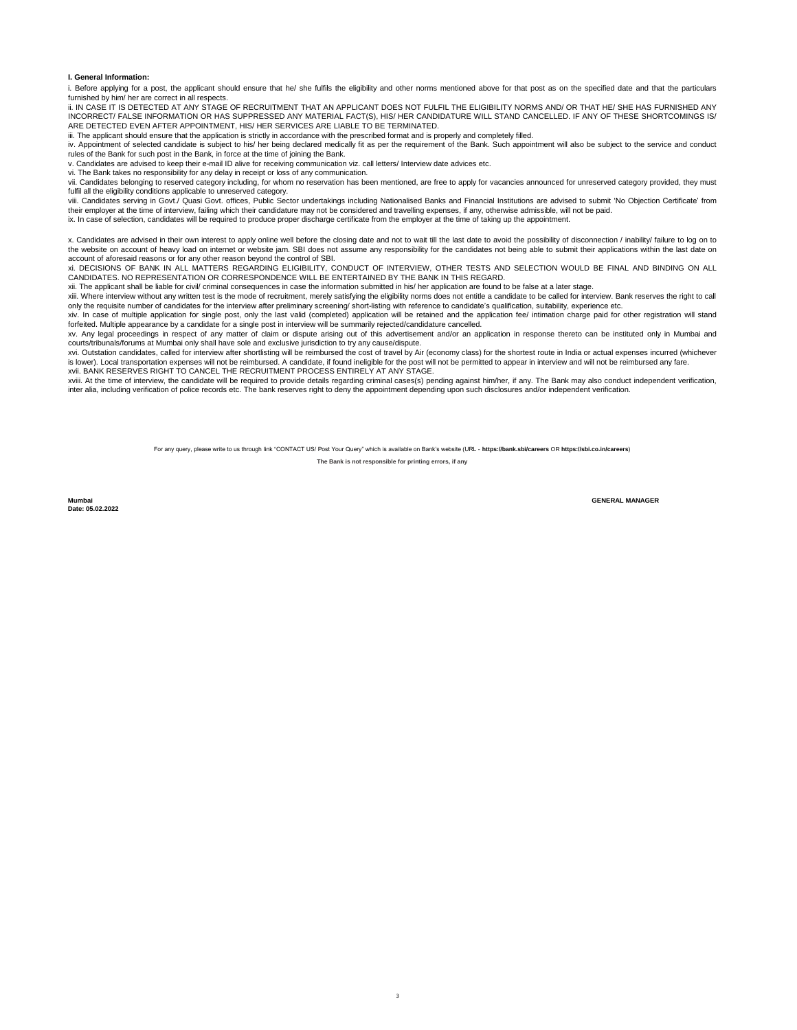**I. General Information:**

i. Before applying for a post, the applicant should ensure that he/ she fulfils the eligibility and other norms mentioned above for that post as on the specified date and that the particulars furnished by him/ her are correct in all respects.

ii. IN CASE IT IS DETECTED AT ANY STAGE OF RECRUITMENT THAT AN APPLICANT DOES NOT FULFIL THE ELIGIBILITY NORMS AND/ OR THAT HE/ SHE HAS FURNISHED ANY INCORRECT/ FALSE INFORMATION OR HAS SUPPRESSED ANY MATERIAL FACT(S), HIS/ HER CANDIDATURE WILL STAND CANCELLED. IF ANY OF THESE SHORTCOMINGS IS/ ARE DETECTED EVEN AFTER APPOINTMENT, HIS/ HER SERVICES ARE LIABLE TO BE TERMINATED.

iii. The applicant should ensure that the application is strictly in accordance with the prescribed format and is properly and completely filled.

iv. Appointment of selected candidate is subject to his/ her being declared medically fit as per the requirement of the Bank. Such appointment will also be subject to the service and conduct rules of the Bank for such post in the Bank, in force at the time of joining the Bank.

v. Candidates are advised to keep their e-mail ID alive for receiving communication viz. call letters/ Interview date advices etc.

vi. The Bank takes no responsibility for any delay in receipt or loss of any communication.

vii. Candidates belonging to reserved category including, for whom no reservation has been mentioned, are free to apply for vacancies announced for unreserved category provided, they must fulfil all the eligibility conditions applicable to unreserved category.

viii. Candidates serving in Govt./ Quasi Govt. offices, Public Sector undertakings including Nationalised Banks and Financial Institutions are advised to submit 'No Objection Certificate' from their employer at the time of interview, failing which their candidature may not be considered and travelling expenses, if any, otherwise admissible, will not be paid.

ix. In case of selection, candidates will be required to produce proper discharge certificate from the employer at the time of taking up the appointment.

x. Candidates are advised in their own interest to apply online well before the closing date and not to wait till the last date to avoid the possibility of disconnection / inability/ failure to log on to the website on account of heavy load on internet or website jam. SBI does not assume any responsibility for the candidates not being able to submit their applications within the last date on account of aforesaid reasons or for any other reason beyond the control of SBI.

xi. DECISIONS OF BANK IN ALL MATTERS REGARDING ELIGIBILITY, CONDUCT OF INTERVIEW, OTHER TESTS AND SELECTION WOULD BE FINAL AND BINDING ON ALL CANDIDATES. NO REPRESENTATION OR CORRESPONDENCE WILL BE ENTERTAINED BY THE BANK IN THIS REGARD.

xii. The applicant shall be liable for civil/ criminal consequences in case the information submitted in his/ her application are found to be false at a later stage.

xiii. Where interview without any written test is the mode of recruitment, merely satisfying the eligibility norms does not entitle a candidate to be called for interview. Bank reserves the right to call only the requisite number of candidates for the interview after preliminary screening/ short-listing with reference to candidate's qualification, suitability, experience etc.

xiv. In case of multiple application for single post, only the last valid (completed) application will be retained and the application fee/ intimation charge paid for other registration will stand forfeited. Multiple appearance by a candidate for a single post in interview will be summarily rejected/candidature cancelled.

xv. Any legal proceedings in respect of any matter of claim or dispute arising out of this advertisement and/or an application in response thereto can be instituted only in Mumbai and courts/tribunals/forums at Mumbai only shall have sole and exclusive jurisdiction to try any cause/dispute.

xvi. Outstation candidates, called for interview after shortlisting will be reimbursed the cost of travel by Air (economy class) for the shortest route in India or actual expenses incurred (whichever is lower). Local transportation expenses will not be reimbursed. A candidate, if found ineligible for the post will not be permitted to appear in interview and will not be reimbursed any fare.

xvii. BANK RESERVES RIGHT TO CANCEL THE RECRUITMENT PROCESS ENTIRELY AT ANY STAGE.

xviii. At the time of interview, the candidate will be required to provide details regarding criminal cases(s) pending against him/her, if any. The Bank may also conduct independent verification, inter alia, including verification of police records etc. The bank reserves right to deny the appointment depending upon such disclosures and/or independent verification.

For any query, please write to us through link "CONTACT US/ Post Your Query" which is available on Bank's website (URL - **https://bank.sbi/careers** OR **https://sbi.co.in/careers**)

**The Bank is not responsible for printing errors, if any**

**Mumbai**
**Date: 05.02.2022**

**GENERAL MANAGER**